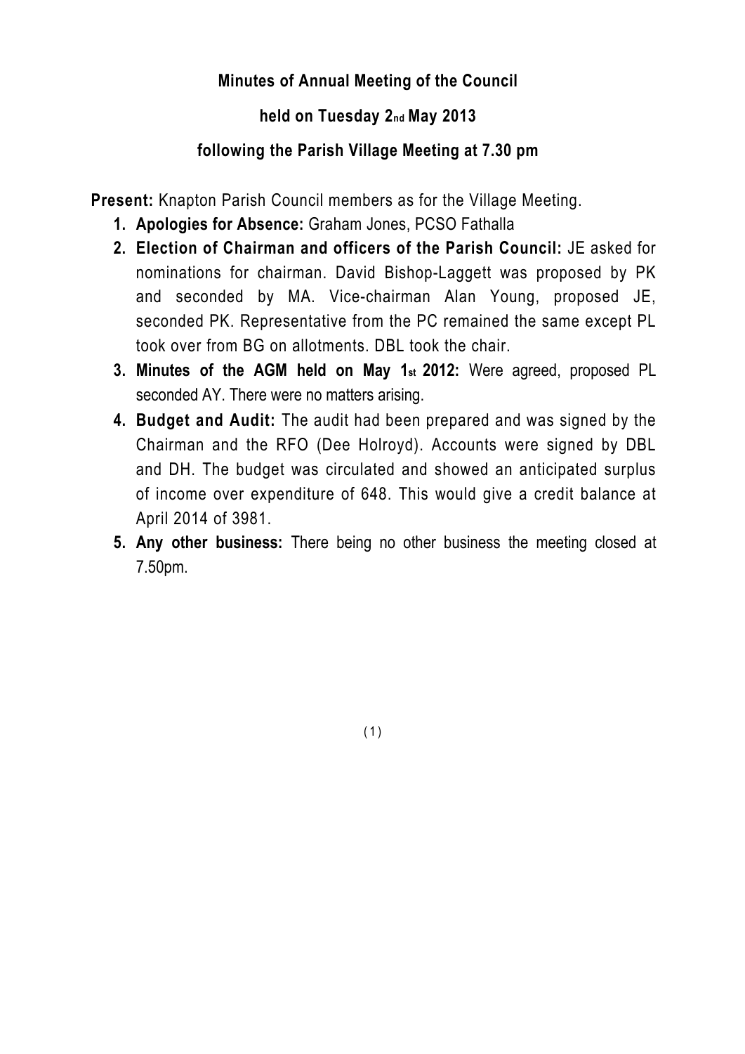**Minutes of Annual Meeting of the Council**

**held on Tuesday 2nd May 2013**

**following the Parish Village Meeting at 7.30 pm**

**Present:** Knapton Parish Council members as for the Village Meeting.

1. **Apologies for Absence:** Graham Jones, PCSO Fathalla
2. **Election of Chairman and officers of the Parish Council:** JE asked for nominations for chairman. David Bishop-Laggett was proposed by PK and seconded by MA. Vice-chairman Alan Young, proposed JE, seconded PK. Representative from the PC remained the same except PL took over from BG on allotments. DBL took the chair.
3. **Minutes of the AGM held on May 1st 2012:** Were agreed, proposed PL seconded AY. There were no matters arising.
4. **Budget and Audit:** The audit had been prepared and was signed by the Chairman and the RFO (Dee Holroyd). Accounts were signed by DBL and DH. The budget was circulated and showed an anticipated surplus of income over expenditure of 648. This would give a credit balance at April 2014 of 3981.
5. **Any other business:** There being no other business the meeting closed at 7.50pm.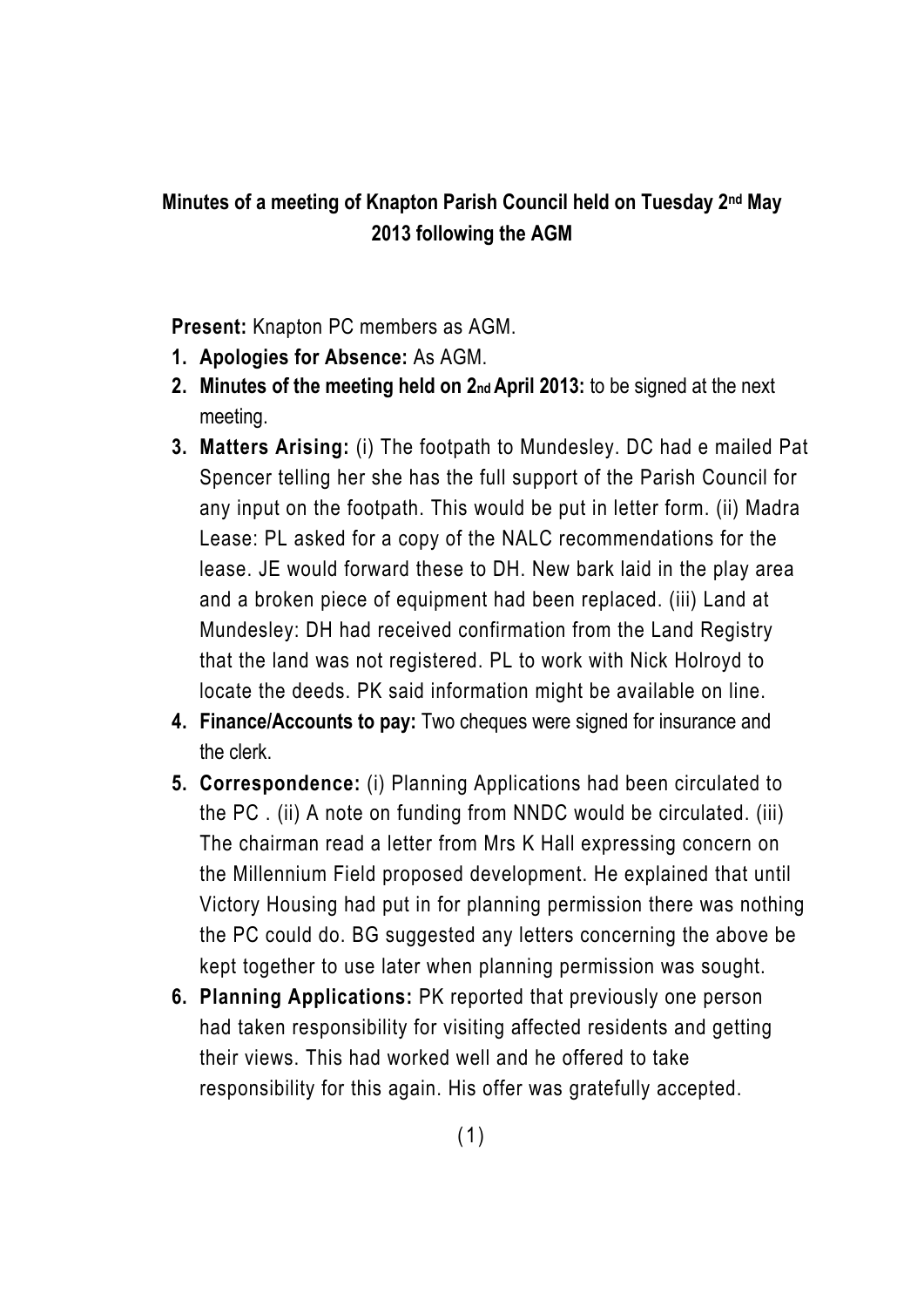**Minutes of a meeting of Knapton Parish Council held on Tuesday 2nd May 2013 following the AGM**

**Present:** Knapton PC members as AGM.

1. **Apologies for Absence:** As AGM.
2. **Minutes of the meeting held on 2nd April 2013:** to be signed at the next meeting.
3. **Matters Arising:** (i) The footpath to Mundesley. DC had e mailed Pat Spencer telling her she has the full support of the Parish Council for any input on the footpath. This would be put in letter form. (ii) Madra Lease: PL asked for a copy of the NALC recommendations for the lease. JE would forward these to DH. New bark laid in the play area and a broken piece of equipment had been replaced. (iii) Land at Mundesley: DH had received confirmation from the Land Registry that the land was not registered. PL to work with Nick Holroyd to locate the deeds. PK said information might be available on line.
4. **Finance/Accounts to pay:** Two cheques were signed for insurance and the clerk.
5. **Correspondence:** (i) Planning Applications had been circulated to the PC . (ii) A note on funding from NNDC would be circulated. (iii) The chairman read a letter from Mrs K Hall expressing concern on the Millennium Field proposed development. He explained that until Victory Housing had put in for planning permission there was nothing the PC could do. BG suggested any letters concerning the above be kept together to use later when planning permission was sought.
6. **Planning Applications:** PK reported that previously one person had taken responsibility for visiting affected residents and getting their views. This had worked well and he offered to take responsibility for this again. His offer was gratefully accepted.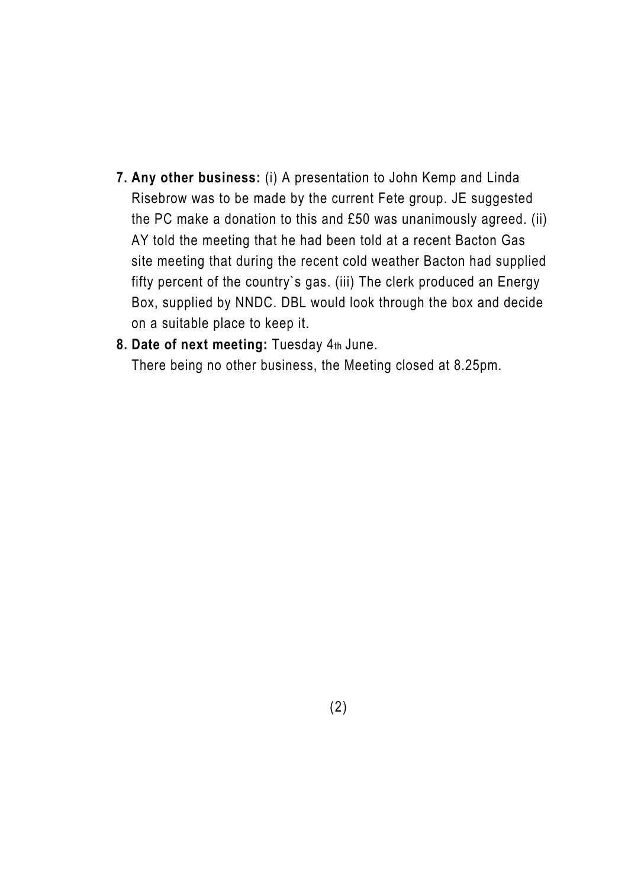7. **Any other business:** (i) A presentation to John Kemp and Linda Risebrow was to be made by the current Fete group. JE suggested the PC make a donation to this and £50 was unanimously agreed. (ii) AY told the meeting that he had been told at a recent Bacton Gas site meeting that during the recent cold weather Bacton had supplied fifty percent of the country`s gas. (iii) The clerk produced an Energy Box, supplied by NNDC. DBL would look through the box and decide on a suitable place to keep it.
8. **Date of next meeting:** Tuesday 4th June.

   There being no other business, the Meeting closed at 8.25pm.